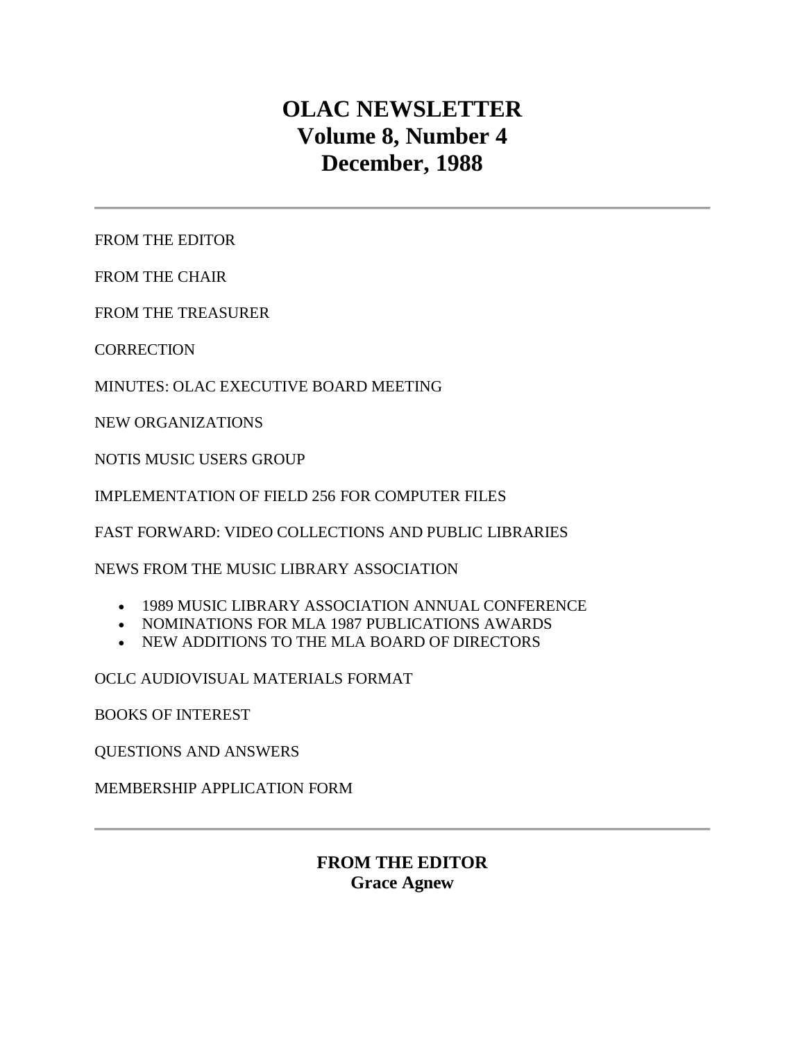# OLAC NEWSLETTER
# Volume 8, Number 4
# December, 1988

---

FROM THE EDITOR

FROM THE CHAIR

FROM THE TREASURER

CORRECTION

MINUTES: OLAC EXECUTIVE BOARD MEETING

NEW ORGANIZATIONS

NOTIS MUSIC USERS GROUP

IMPLEMENTATION OF FIELD 256 FOR COMPUTER FILES

FAST FORWARD: VIDEO COLLECTIONS AND PUBLIC LIBRARIES

NEWS FROM THE MUSIC LIBRARY ASSOCIATION

- 1989 MUSIC LIBRARY ASSOCIATION ANNUAL CONFERENCE
- NOMINATIONS FOR MLA 1987 PUBLICATIONS AWARDS
- NEW ADDITIONS TO THE MLA BOARD OF DIRECTORS

OCLC AUDIOVISUAL MATERIALS FORMAT

BOOKS OF INTEREST

QUESTIONS AND ANSWERS

MEMBERSHIP APPLICATION FORM

---

## FROM THE EDITOR
**Grace Agnew**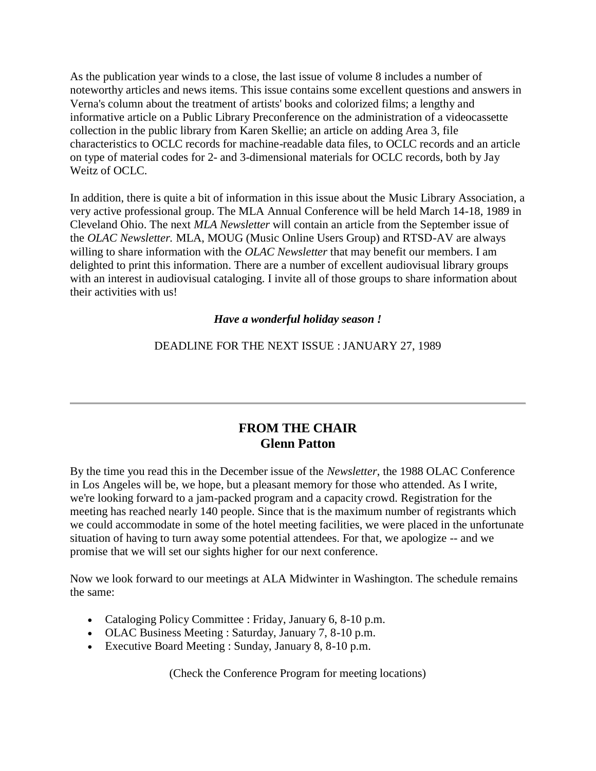As the publication year winds to a close, the last issue of volume 8 includes a number of noteworthy articles and news items. This issue contains some excellent questions and answers in Verna's column about the treatment of artists' books and colorized films; a lengthy and informative article on a Public Library Preconference on the administration of a videocassette collection in the public library from Karen Skellie; an article on adding Area 3, file characteristics to OCLC records for machine-readable data files, to OCLC records and an article on type of material codes for 2- and 3-dimensional materials for OCLC records, both by Jay Weitz of OCLC.

In addition, there is quite a bit of information in this issue about the Music Library Association, a very active professional group. The MLA Annual Conference will be held March 14-18, 1989 in Cleveland Ohio. The next *MLA Newsletter* will contain an article from the September issue of the *OLAC Newsletter.* MLA, MOUG (Music Online Users Group) and RTSD-AV are always willing to share information with the *OLAC Newsletter* that may benefit our members. I am delighted to print this information. There are a number of excellent audiovisual library groups with an interest in audiovisual cataloging. I invite all of those groups to share information about their activities with us!

***Have a wonderful holiday season !***

DEADLINE FOR THE NEXT ISSUE : JANUARY 27, 1989

---

## FROM THE CHAIR
## Glenn Patton

By the time you read this in the December issue of the *Newsletter*, the 1988 OLAC Conference in Los Angeles will be, we hope, but a pleasant memory for those who attended. As I write, we're looking forward to a jam-packed program and a capacity crowd. Registration for the meeting has reached nearly 140 people. Since that is the maximum number of registrants which we could accommodate in some of the hotel meeting facilities, we were placed in the unfortunate situation of having to turn away some potential attendees. For that, we apologize -- and we promise that we will set our sights higher for our next conference.

Now we look forward to our meetings at ALA Midwinter in Washington. The schedule remains the same:

- Cataloging Policy Committee : Friday, January 6, 8-10 p.m.
- OLAC Business Meeting : Saturday, January 7, 8-10 p.m.
- Executive Board Meeting : Sunday, January 8, 8-10 p.m.

(Check the Conference Program for meeting locations)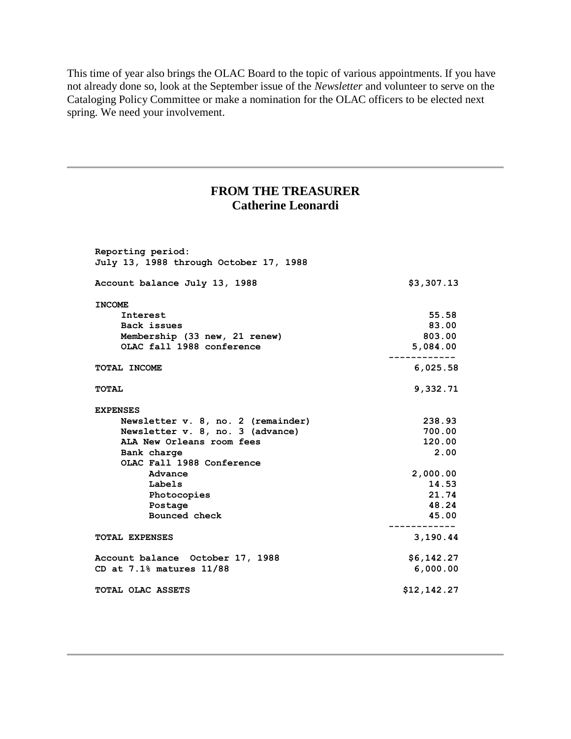This time of year also brings the OLAC Board to the topic of various appointments. If you have not already done so, look at the September issue of the *Newsletter* and volunteer to serve on the Cataloging Policy Committee or make a nomination for the OLAC officers to be elected next spring. We need your involvement.

---

## FROM THE TREASURER
## Catherine Leonardi

```
Reporting period:
July 13, 1988 through October 17, 1988

Account balance July 13, 1988                          $3,307.13

INCOME
    Interest                                               55.58
    Back issues                                            83.00
    Membership (33 new, 21 renew)                         803.00
    OLAC fall 1988 conference                           5,084.00
                                                    ------------
TOTAL INCOME                                            6,025.58

TOTAL                                                   9,332.71

EXPENSES
    Newsletter v. 8, no. 2 (remainder)                    238.93
    Newsletter v. 8, no. 3 (advance)                      700.00
    ALA New Orleans room fees                             120.00
    Bank charge                                             2.00
    OLAC Fall 1988 Conference
        Advance                                         2,000.00
        Labels                                             14.53
        Photocopies                                        21.74
        Postage                                            48.24
        Bounced check                                      45.00
                                                    ------------
TOTAL EXPENSES                                          3,190.44

Account balance  October 17, 1988                      $6,142.27
CD at 7.1% matures 11/88                                6,000.00

TOTAL OLAC ASSETS                                     $12,142.27
```

---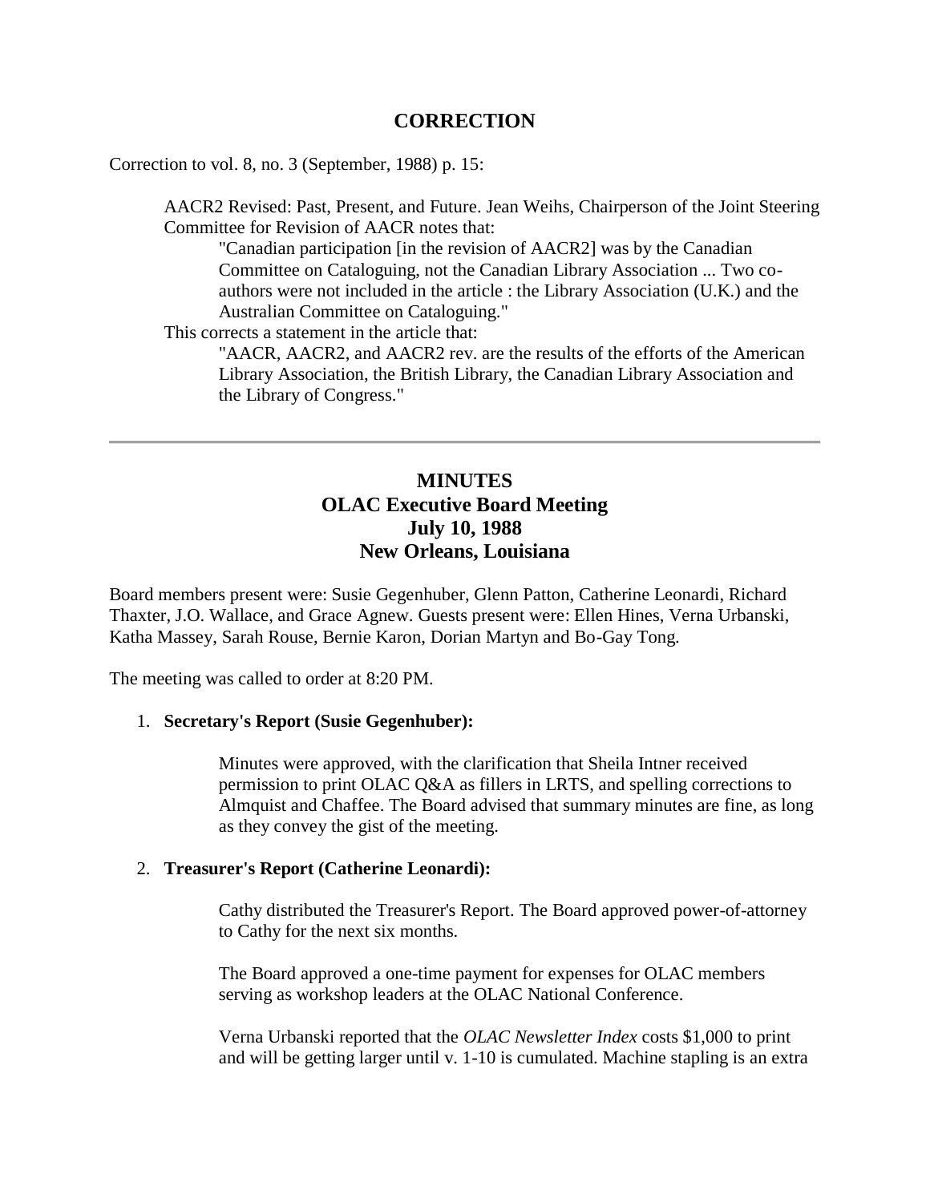## CORRECTION

Correction to vol. 8, no. 3 (September, 1988) p. 15:

> AACR2 Revised: Past, Present, and Future. Jean Weihs, Chairperson of the Joint Steering Committee for Revision of AACR notes that:
>
> > "Canadian participation [in the revision of AACR2] was by the Canadian Committee on Cataloguing, not the Canadian Library Association ... Two co-authors were not included in the article : the Library Association (U.K.) and the Australian Committee on Cataloguing."
>
> This corrects a statement in the article that:
>
> > "AACR, AACR2, and AACR2 rev. are the results of the efforts of the American Library Association, the British Library, the Canadian Library Association and the Library of Congress."

---

## MINUTES
## OLAC Executive Board Meeting
## July 10, 1988
## New Orleans, Louisiana

Board members present were: Susie Gegenhuber, Glenn Patton, Catherine Leonardi, Richard Thaxter, J.O. Wallace, and Grace Agnew. Guests present were: Ellen Hines, Verna Urbanski, Katha Massey, Sarah Rouse, Bernie Karon, Dorian Martyn and Bo-Gay Tong.

The meeting was called to order at 8:20 PM.

1. **Secretary's Report (Susie Gegenhuber):**

   Minutes were approved, with the clarification that Sheila Intner received permission to print OLAC Q&A as fillers in LRTS, and spelling corrections to Almquist and Chaffee. The Board advised that summary minutes are fine, as long as they convey the gist of the meeting.

2. **Treasurer's Report (Catherine Leonardi):**

   Cathy distributed the Treasurer's Report. The Board approved power-of-attorney to Cathy for the next six months.

   The Board approved a one-time payment for expenses for OLAC members serving as workshop leaders at the OLAC National Conference.

   Verna Urbanski reported that the *OLAC Newsletter Index* costs $1,000 to print and will be getting larger until v. 1-10 is cumulated. Machine stapling is an extra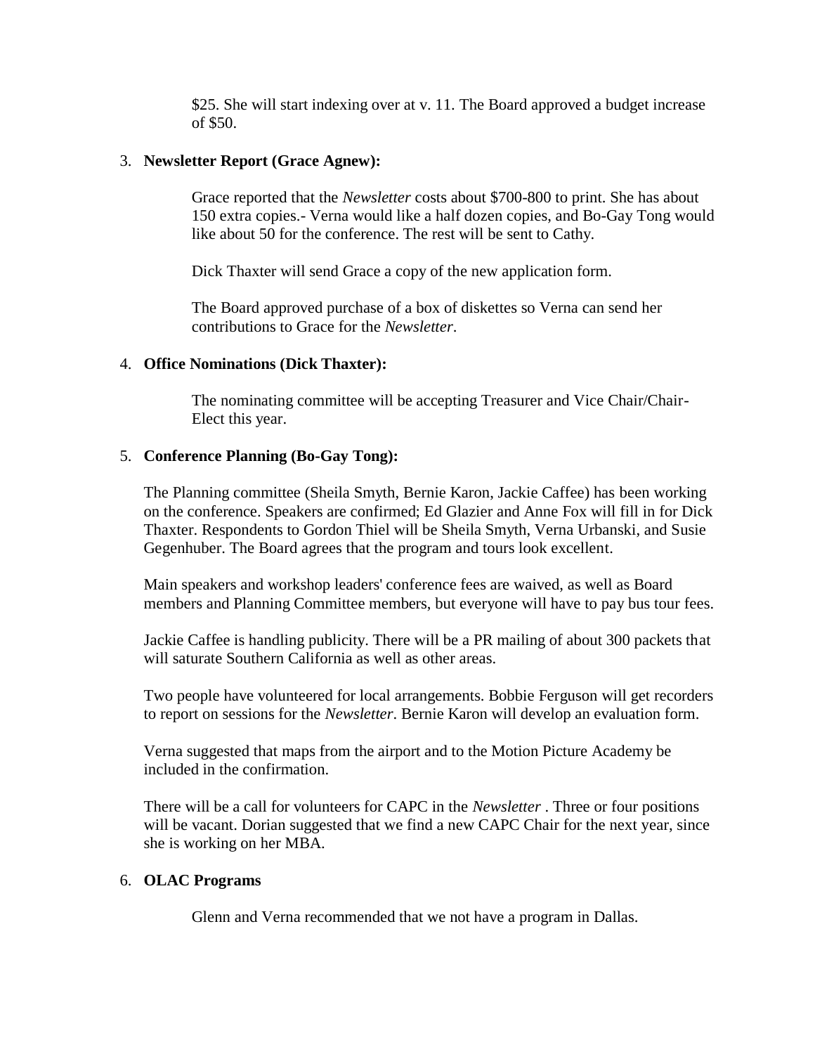$25. She will start indexing over at v. 11. The Board approved a budget increase of $50.

3. **Newsletter Report (Grace Agnew):**

   Grace reported that the *Newsletter* costs about $700-800 to print. She has about 150 extra copies.- Verna would like a half dozen copies, and Bo-Gay Tong would like about 50 for the conference. The rest will be sent to Cathy.

   Dick Thaxter will send Grace a copy of the new application form.

   The Board approved purchase of a box of diskettes so Verna can send her contributions to Grace for the *Newsletter*.

4. **Office Nominations (Dick Thaxter):**

   The nominating committee will be accepting Treasurer and Vice Chair/Chair-Elect this year.

5. **Conference Planning (Bo-Gay Tong):**

   The Planning committee (Sheila Smyth, Bernie Karon, Jackie Caffee) has been working on the conference. Speakers are confirmed; Ed Glazier and Anne Fox will fill in for Dick Thaxter. Respondents to Gordon Thiel will be Sheila Smyth, Verna Urbanski, and Susie Gegenhuber. The Board agrees that the program and tours look excellent.

   Main speakers and workshop leaders' conference fees are waived, as well as Board members and Planning Committee members, but everyone will have to pay bus tour fees.

   Jackie Caffee is handling publicity. There will be a PR mailing of about 300 packets that will saturate Southern California as well as other areas.

   Two people have volunteered for local arrangements. Bobbie Ferguson will get recorders to report on sessions for the *Newsletter*. Bernie Karon will develop an evaluation form.

   Verna suggested that maps from the airport and to the Motion Picture Academy be included in the confirmation.

   There will be a call for volunteers for CAPC in the *Newsletter* . Three or four positions will be vacant. Dorian suggested that we find a new CAPC Chair for the next year, since she is working on her MBA.

6. **OLAC Programs**

   Glenn and Verna recommended that we not have a program in Dallas.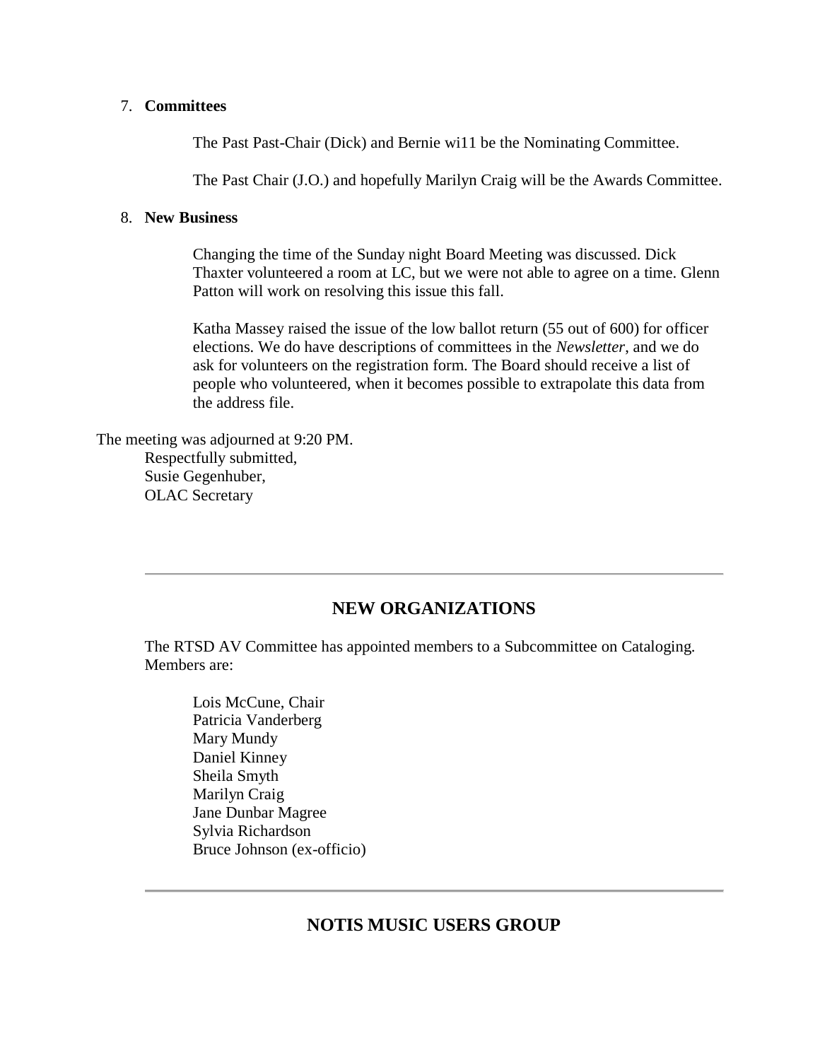7. **Committees**

   The Past Past-Chair (Dick) and Bernie wi11 be the Nominating Committee.

   The Past Chair (J.O.) and hopefully Marilyn Craig will be the Awards Committee.

8. **New Business**

   Changing the time of the Sunday night Board Meeting was discussed. Dick Thaxter volunteered a room at LC, but we were not able to agree on a time. Glenn Patton will work on resolving this issue this fall.

   Katha Massey raised the issue of the low ballot return (55 out of 600) for officer elections. We do have descriptions of committees in the *Newsletter*, and we do ask for volunteers on the registration form. The Board should receive a list of people who volunteered, when it becomes possible to extrapolate this data from the address file.

The meeting was adjourned at 9:20 PM.

Respectfully submitted,
Susie Gegenhuber,
OLAC Secretary

---

## NEW ORGANIZATIONS

The RTSD AV Committee has appointed members to a Subcommittee on Cataloging. Members are:

Lois McCune, Chair
Patricia Vanderberg
Mary Mundy
Daniel Kinney
Sheila Smyth
Marilyn Craig
Jane Dunbar Magree
Sylvia Richardson
Bruce Johnson (ex-officio)

---

## NOTIS MUSIC USERS GROUP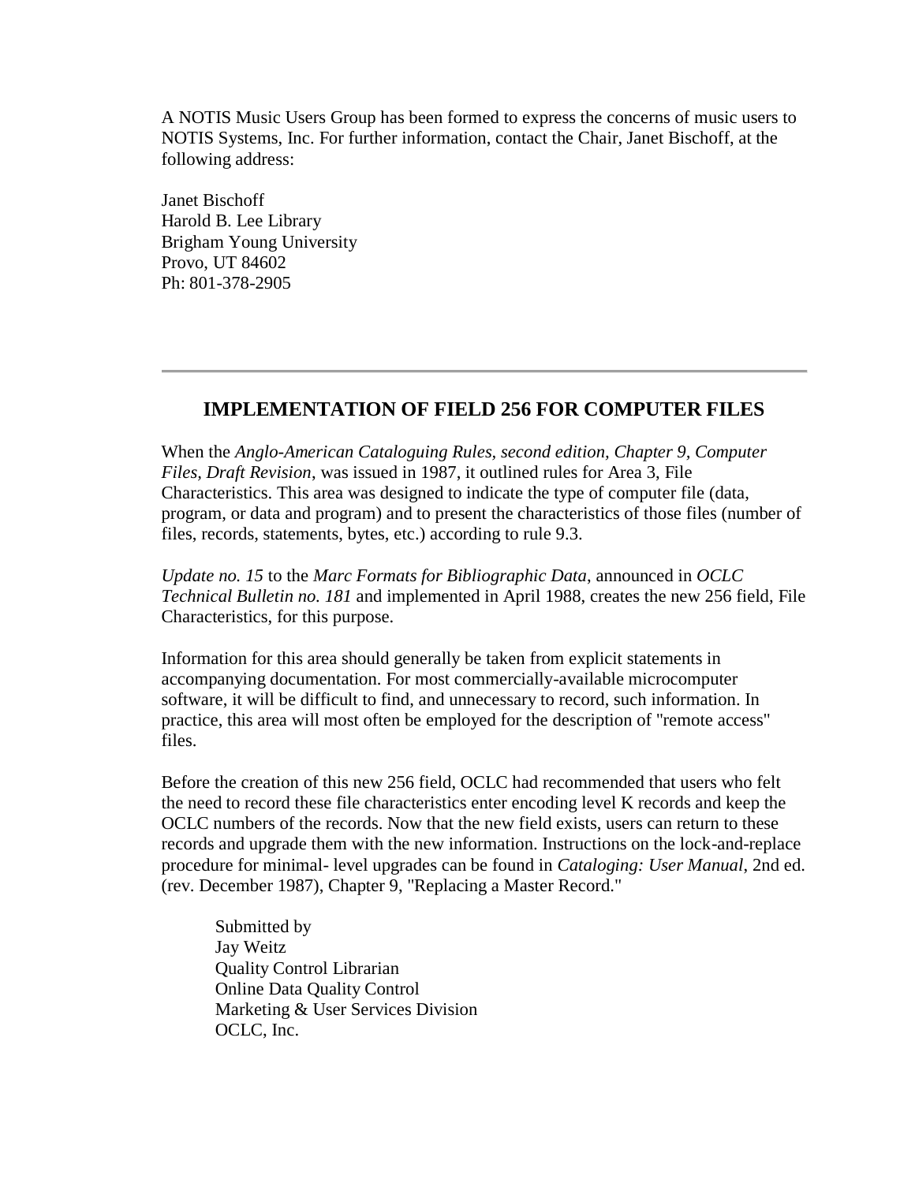A NOTIS Music Users Group has been formed to express the concerns of music users to NOTIS Systems, Inc. For further information, contact the Chair, Janet Bischoff, at the following address:

Janet Bischoff  
Harold B. Lee Library  
Brigham Young University  
Provo, UT 84602  
Ph: 801-378-2905

---

## IMPLEMENTATION OF FIELD 256 FOR COMPUTER FILES

When the *Anglo-American Cataloguing Rules, second edition, Chapter 9, Computer Files, Draft Revision*, was issued in 1987, it outlined rules for Area 3, File Characteristics. This area was designed to indicate the type of computer file (data, program, or data and program) and to present the characteristics of those files (number of files, records, statements, bytes, etc.) according to rule 9.3.

*Update no. 15* to the *Marc Formats for Bibliographic Data*, announced in *OCLC Technical Bulletin no. 181* and implemented in April 1988, creates the new 256 field, File Characteristics, for this purpose.

Information for this area should generally be taken from explicit statements in accompanying documentation. For most commercially-available microcomputer software, it will be difficult to find, and unnecessary to record, such information. In practice, this area will most often be employed for the description of "remote access" files.

Before the creation of this new 256 field, OCLC had recommended that users who felt the need to record these file characteristics enter encoding level K records and keep the OCLC numbers of the records. Now that the new field exists, users can return to these records and upgrade them with the new information. Instructions on the lock-and-replace procedure for minimal- level upgrades can be found in *Cataloging: User Manual*, 2nd ed. (rev. December 1987), Chapter 9, "Replacing a Master Record."

Submitted by  
Jay Weitz  
Quality Control Librarian  
Online Data Quality Control  
Marketing & User Services Division  
OCLC, Inc.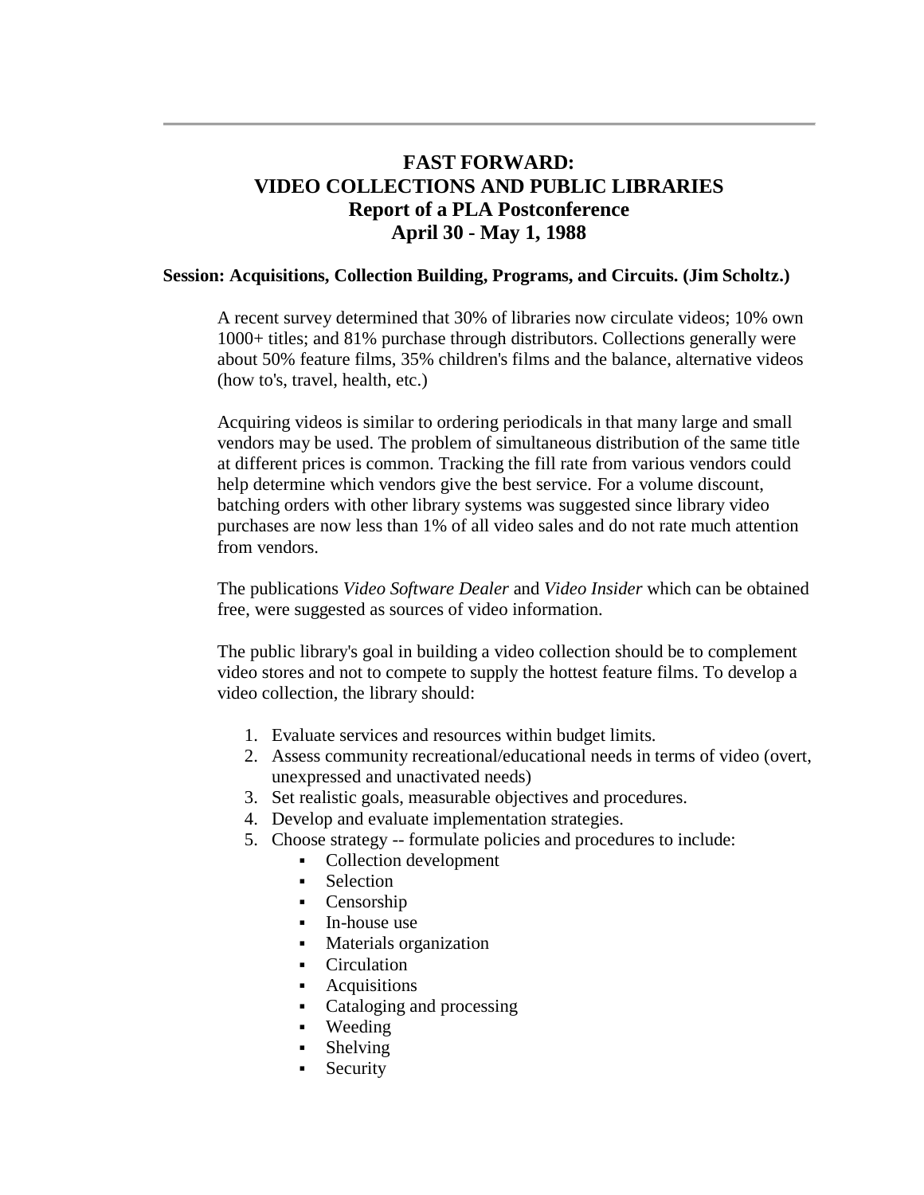---

# FAST FORWARD: VIDEO COLLECTIONS AND PUBLIC LIBRARIES
## Report of a PLA Postconference
## April 30 - May 1, 1988

**Session: Acquisitions, Collection Building, Programs, and Circuits. (Jim Scholtz.)**

A recent survey determined that 30% of libraries now circulate videos; 10% own 1000+ titles; and 81% purchase through distributors. Collections generally were about 50% feature films, 35% children's films and the balance, alternative videos (how to's, travel, health, etc.)

Acquiring videos is similar to ordering periodicals in that many large and small vendors may be used. The problem of simultaneous distribution of the same title at different prices is common. Tracking the fill rate from various vendors could help determine which vendors give the best service. For a volume discount, batching orders with other library systems was suggested since library video purchases are now less than 1% of all video sales and do not rate much attention from vendors.

The publications *Video Software Dealer* and *Video Insider* which can be obtained free, were suggested as sources of video information.

The public library's goal in building a video collection should be to complement video stores and not to compete to supply the hottest feature films. To develop a video collection, the library should:

1. Evaluate services and resources within budget limits.
2. Assess community recreational/educational needs in terms of video (overt, unexpressed and unactivated needs)
3. Set realistic goals, measurable objectives and procedures.
4. Develop and evaluate implementation strategies.
5. Choose strategy -- formulate policies and procedures to include:
    - Collection development
    - Selection
    - Censorship
    - In-house use
    - Materials organization
    - Circulation
    - Acquisitions
    - Cataloging and processing
    - Weeding
    - Shelving
    - Security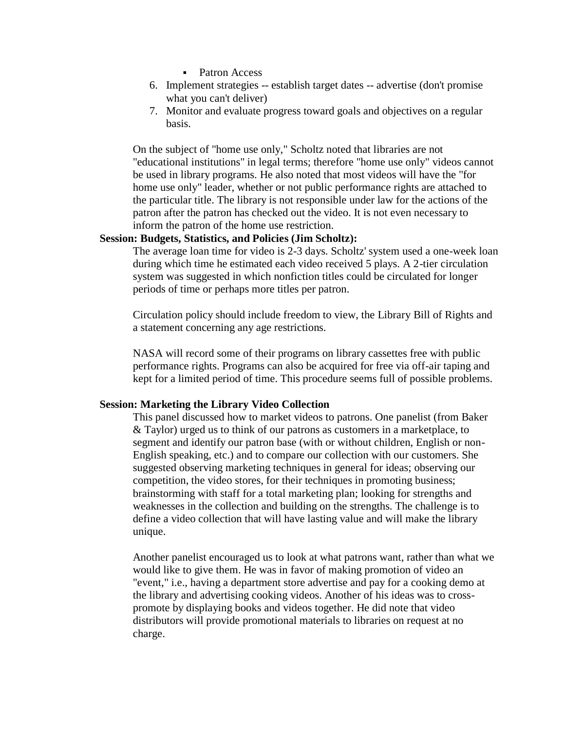- Patron Access

6. Implement strategies -- establish target dates -- advertise (don't promise what you can't deliver)
7. Monitor and evaluate progress toward goals and objectives on a regular basis.

On the subject of "home use only," Scholtz noted that libraries are not "educational institutions" in legal terms; therefore "home use only" videos cannot be used in library programs. He also noted that most videos will have the "for home use only" leader, whether or not public performance rights are attached to the particular title. The library is not responsible under law for the actions of the patron after the patron has checked out the video. It is not even necessary to inform the patron of the home use restriction.

**Session: Budgets, Statistics, and Policies (Jim Scholtz):**

The average loan time for video is 2-3 days. Scholtz' system used a one-week loan during which time he estimated each video received 5 plays. A 2-tier circulation system was suggested in which nonfiction titles could be circulated for longer periods of time or perhaps more titles per patron.

Circulation policy should include freedom to view, the Library Bill of Rights and a statement concerning any age restrictions.

NASA will record some of their programs on library cassettes free with public performance rights. Programs can also be acquired for free via off-air taping and kept for a limited period of time. This procedure seems full of possible problems.

**Session: Marketing the Library Video Collection**

This panel discussed how to market videos to patrons. One panelist (from Baker & Taylor) urged us to think of our patrons as customers in a marketplace, to segment and identify our patron base (with or without children, English or non-English speaking, etc.) and to compare our collection with our customers. She suggested observing marketing techniques in general for ideas; observing our competition, the video stores, for their techniques in promoting business; brainstorming with staff for a total marketing plan; looking for strengths and weaknesses in the collection and building on the strengths. The challenge is to define a video collection that will have lasting value and will make the library unique.

Another panelist encouraged us to look at what patrons want, rather than what we would like to give them. He was in favor of making promotion of video an "event," i.e., having a department store advertise and pay for a cooking demo at the library and advertising cooking videos. Another of his ideas was to cross-promote by displaying books and videos together. He did note that video distributors will provide promotional materials to libraries on request at no charge.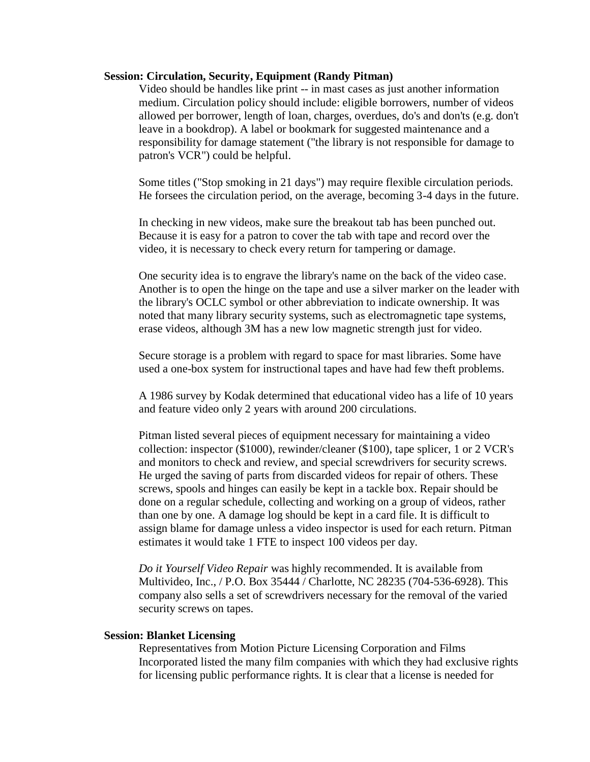**Session: Circulation, Security, Equipment (Randy Pitman)**

Video should be handles like print -- in mast cases as just another information medium. Circulation policy should include: eligible borrowers, number of videos allowed per borrower, length of loan, charges, overdues, do's and don'ts (e.g. don't leave in a bookdrop). A label or bookmark for suggested maintenance and a responsibility for damage statement ("the library is not responsible for damage to patron's VCR") could be helpful.

Some titles ("Stop smoking in 21 days") may require flexible circulation periods. He forsees the circulation period, on the average, becoming 3-4 days in the future.

In checking in new videos, make sure the breakout tab has been punched out. Because it is easy for a patron to cover the tab with tape and record over the video, it is necessary to check every return for tampering or damage.

One security idea is to engrave the library's name on the back of the video case. Another is to open the hinge on the tape and use a silver marker on the leader with the library's OCLC symbol or other abbreviation to indicate ownership. It was noted that many library security systems, such as electromagnetic tape systems, erase videos, although 3M has a new low magnetic strength just for video.

Secure storage is a problem with regard to space for mast libraries. Some have used a one-box system for instructional tapes and have had few theft problems.

A 1986 survey by Kodak determined that educational video has a life of 10 years and feature video only 2 years with around 200 circulations.

Pitman listed several pieces of equipment necessary for maintaining a video collection: inspector ($1000), rewinder/cleaner ($100), tape splicer, 1 or 2 VCR's and monitors to check and review, and special screwdrivers for security screws. He urged the saving of parts from discarded videos for repair of others. These screws, spools and hinges can easily be kept in a tackle box. Repair should be done on a regular schedule, collecting and working on a group of videos, rather than one by one. A damage log should be kept in a card file. It is difficult to assign blame for damage unless a video inspector is used for each return. Pitman estimates it would take 1 FTE to inspect 100 videos per day.

*Do it Yourself Video Repair* was highly recommended. It is available from Multivideo, Inc., / P.O. Box 35444 / Charlotte, NC 28235 (704-536-6928). This company also sells a set of screwdrivers necessary for the removal of the varied security screws on tapes.

**Session: Blanket Licensing**

Representatives from Motion Picture Licensing Corporation and Films Incorporated listed the many film companies with which they had exclusive rights for licensing public performance rights. It is clear that a license is needed for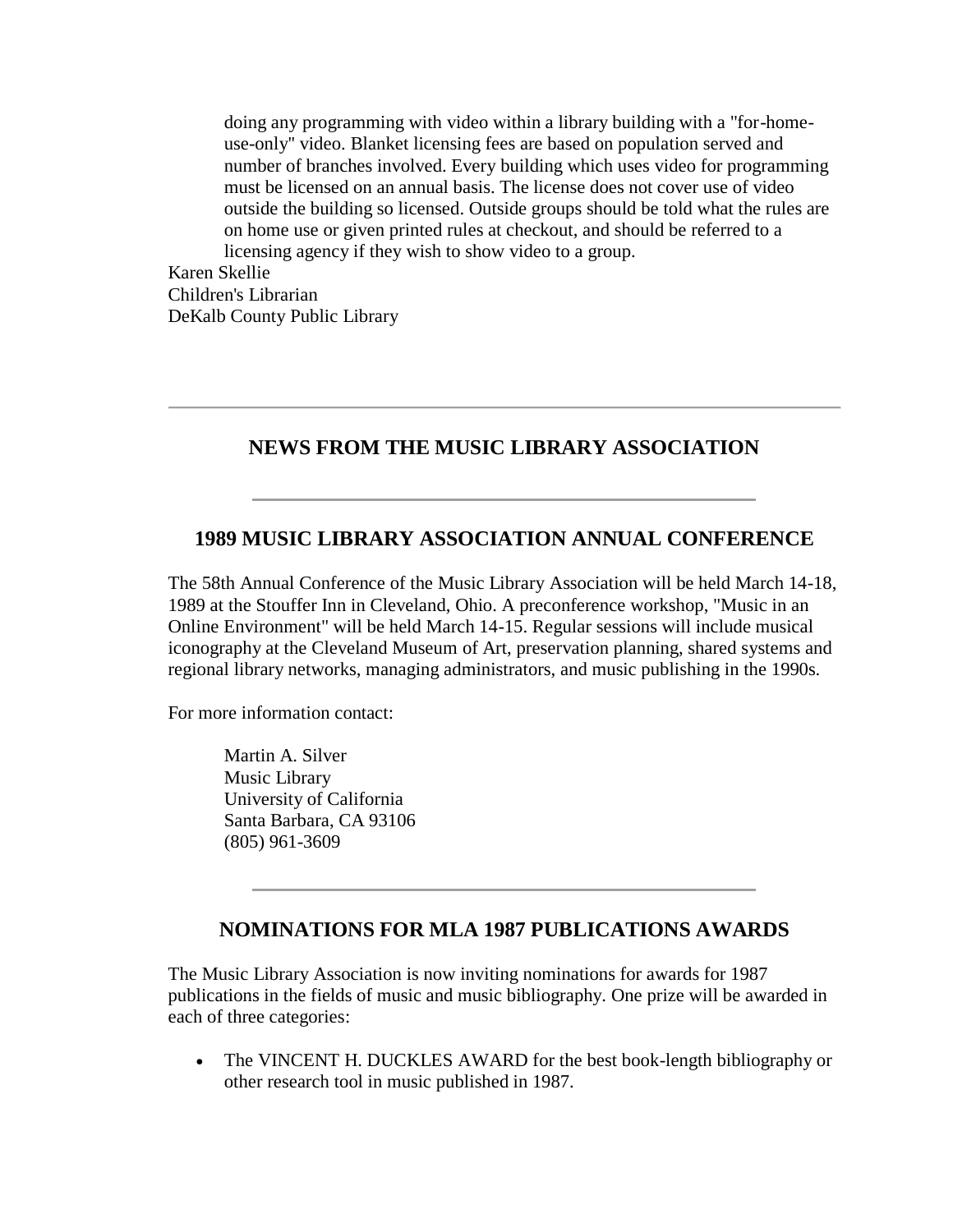doing any programming with video within a library building with a "for-home-use-only" video. Blanket licensing fees are based on population served and number of branches involved. Every building which uses video for programming must be licensed on an annual basis. The license does not cover use of video outside the building so licensed. Outside groups should be told what the rules are on home use or given printed rules at checkout, and should be referred to a licensing agency if they wish to show video to a group.

Karen Skellie
Children's Librarian
DeKalb County Public Library

---

## NEWS FROM THE MUSIC LIBRARY ASSOCIATION

---

### 1989 MUSIC LIBRARY ASSOCIATION ANNUAL CONFERENCE

The 58th Annual Conference of the Music Library Association will be held March 14-18, 1989 at the Stouffer Inn in Cleveland, Ohio. A preconference workshop, "Music in an Online Environment" will be held March 14-15. Regular sessions will include musical iconography at the Cleveland Museum of Art, preservation planning, shared systems and regional library networks, managing administrators, and music publishing in the 1990s.

For more information contact:

> Martin A. Silver
> Music Library
> University of California
> Santa Barbara, CA 93106
> (805) 961-3609

---

### NOMINATIONS FOR MLA 1987 PUBLICATIONS AWARDS

The Music Library Association is now inviting nominations for awards for 1987 publications in the fields of music and music bibliography. One prize will be awarded in each of three categories:

- The VINCENT H. DUCKLES AWARD for the best book-length bibliography or other research tool in music published in 1987.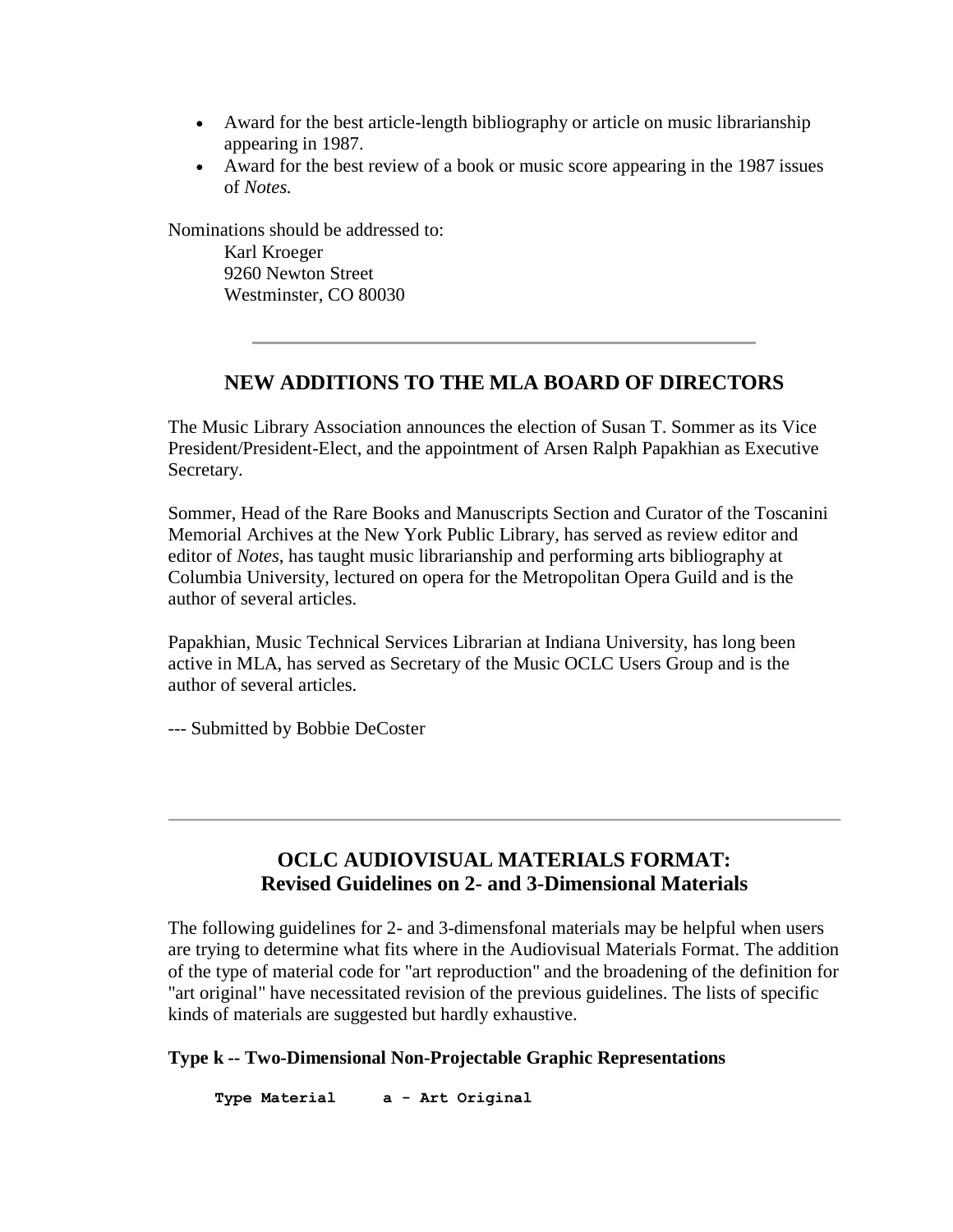- Award for the best article-length bibliography or article on music librarianship appearing in 1987.
- Award for the best review of a book or music score appearing in the 1987 issues of *Notes.*

Nominations should be addressed to:

Karl Kroeger
9260 Newton Street
Westminster, CO 80030

---

## NEW ADDITIONS TO THE MLA BOARD OF DIRECTORS

The Music Library Association announces the election of Susan T. Sommer as its Vice President/President-Elect, and the appointment of Arsen Ralph Papakhian as Executive Secretary.

Sommer, Head of the Rare Books and Manuscripts Section and Curator of the Toscanini Memorial Archives at the New York Public Library, has served as review editor and editor of *Notes*, has taught music librarianship and performing arts bibliography at Columbia University, lectured on opera for the Metropolitan Opera Guild and is the author of several articles.

Papakhian, Music Technical Services Librarian at Indiana University, has long been active in MLA, has served as Secretary of the Music OCLC Users Group and is the author of several articles.

--- Submitted by Bobbie DeCoster

---

## OCLC AUDIOVISUAL MATERIALS FORMAT: Revised Guidelines on 2- and 3-Dimensional Materials

The following guidelines for 2- and 3-dimensfonal materials may be helpful when users are trying to determine what fits where in the Audiovisual Materials Format. The addition of the type of material code for "art reproduction" and the broadening of the definition for "art original" have necessitated revision of the previous guidelines. The lists of specific kinds of materials are suggested but hardly exhaustive.

**Type k -- Two-Dimensional Non-Projectable Graphic Representations**

```
Type Material     a - Art Original
```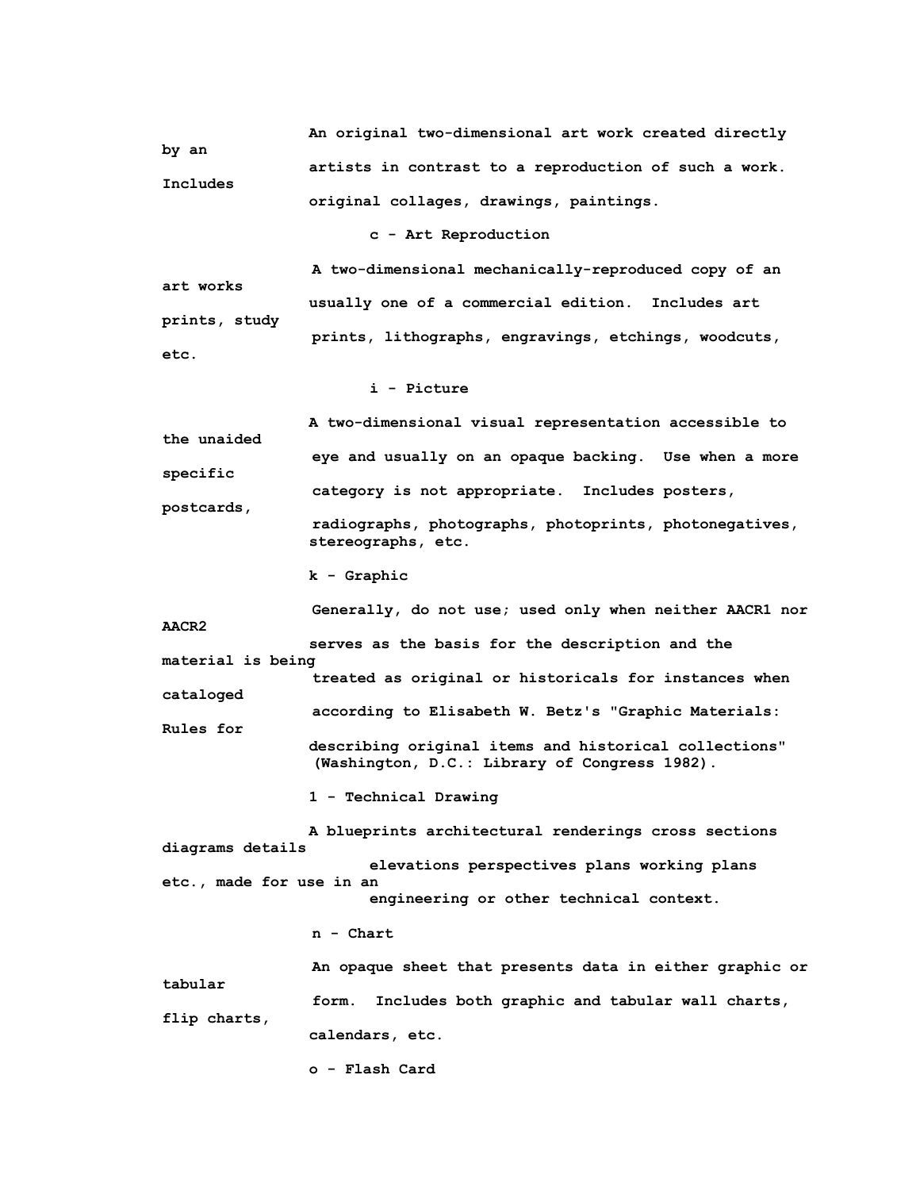An original two-dimensional art work created directly by an artists in contrast to a reproduction of such a work. Includes original collages, drawings, paintings.

c - Art Reproduction

A two-dimensional mechanically-reproduced copy of an art works usually one of a commercial edition. Includes art prints, study prints, lithographs, engravings, etchings, woodcuts, etc.

i - Picture

A two-dimensional visual representation accessible to the unaided eye and usually on an opaque backing. Use when a more specific category is not appropriate. Includes posters, postcards, radiographs, photographs, photoprints, photonegatives, stereographs, etc.

k - Graphic

Generally, do not use; used only when neither AACR1 nor AACR2 serves as the basis for the description and the material is being treated as original or historicals for instances when cataloged according to Elisabeth W. Betz's "Graphic Materials: Rules for describing original items and historical collections" (Washington, D.C.: Library of Congress 1982).

1 - Technical Drawing

A blueprints architectural renderings cross sections diagrams details elevations perspectives plans working plans etc., made for use in an engineering or other technical context.

n - Chart

An opaque sheet that presents data in either graphic or tabular form. Includes both graphic and tabular wall charts, flip charts, calendars, etc.

o - Flash Card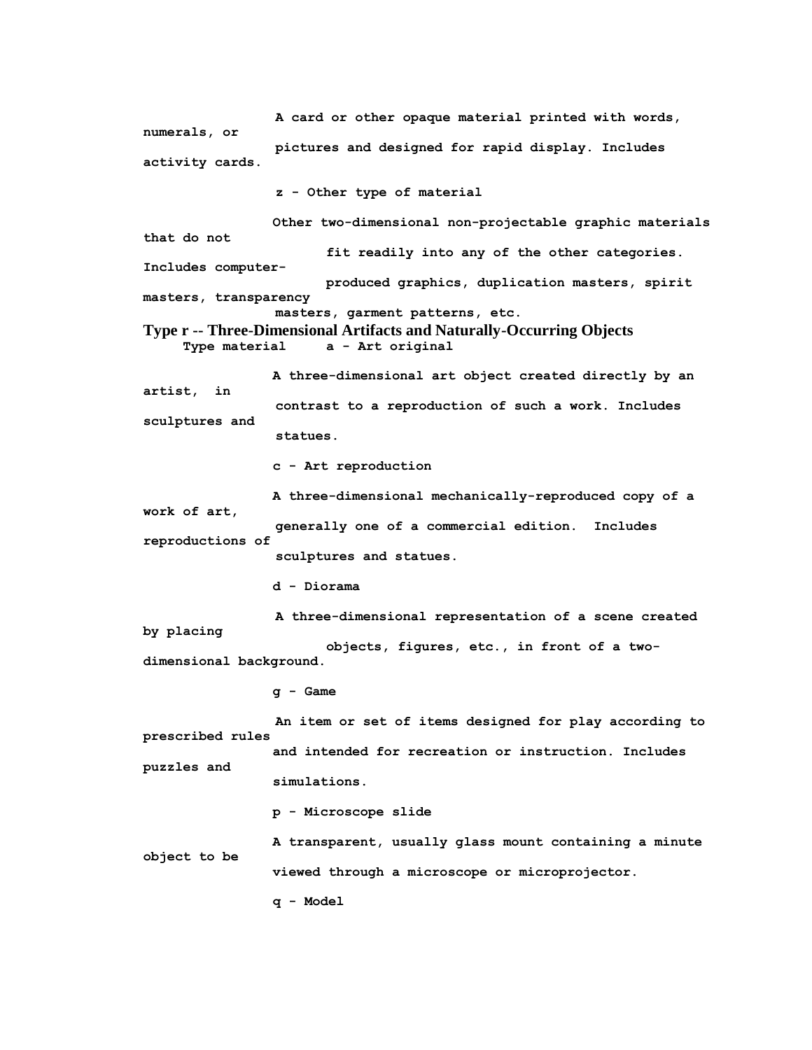A card or other opaque material printed with words, numerals, or pictures and designed for rapid display. Includes activity cards.

z - Other type of material

Other two-dimensional non-projectable graphic materials that do not fit readily into any of the other categories. Includes computer-produced graphics, duplication masters, spirit masters, transparency masters, garment patterns, etc.

## Type r -- Three-Dimensional Artifacts and Naturally-Occurring Objects

Type material     a - Art original

A three-dimensional art object created directly by an artist, in contrast to a reproduction of such a work. Includes sculptures and statues.

c - Art reproduction

A three-dimensional mechanically-reproduced copy of a work of art, generally one of a commercial edition. Includes reproductions of sculptures and statues.

d - Diorama

A three-dimensional representation of a scene created by placing objects, figures, etc., in front of a two-dimensional background.

g - Game

An item or set of items designed for play according to prescribed rules and intended for recreation or instruction. Includes puzzles and simulations.

p - Microscope slide

A transparent, usually glass mount containing a minute object to be viewed through a microscope or microprojector.

q - Model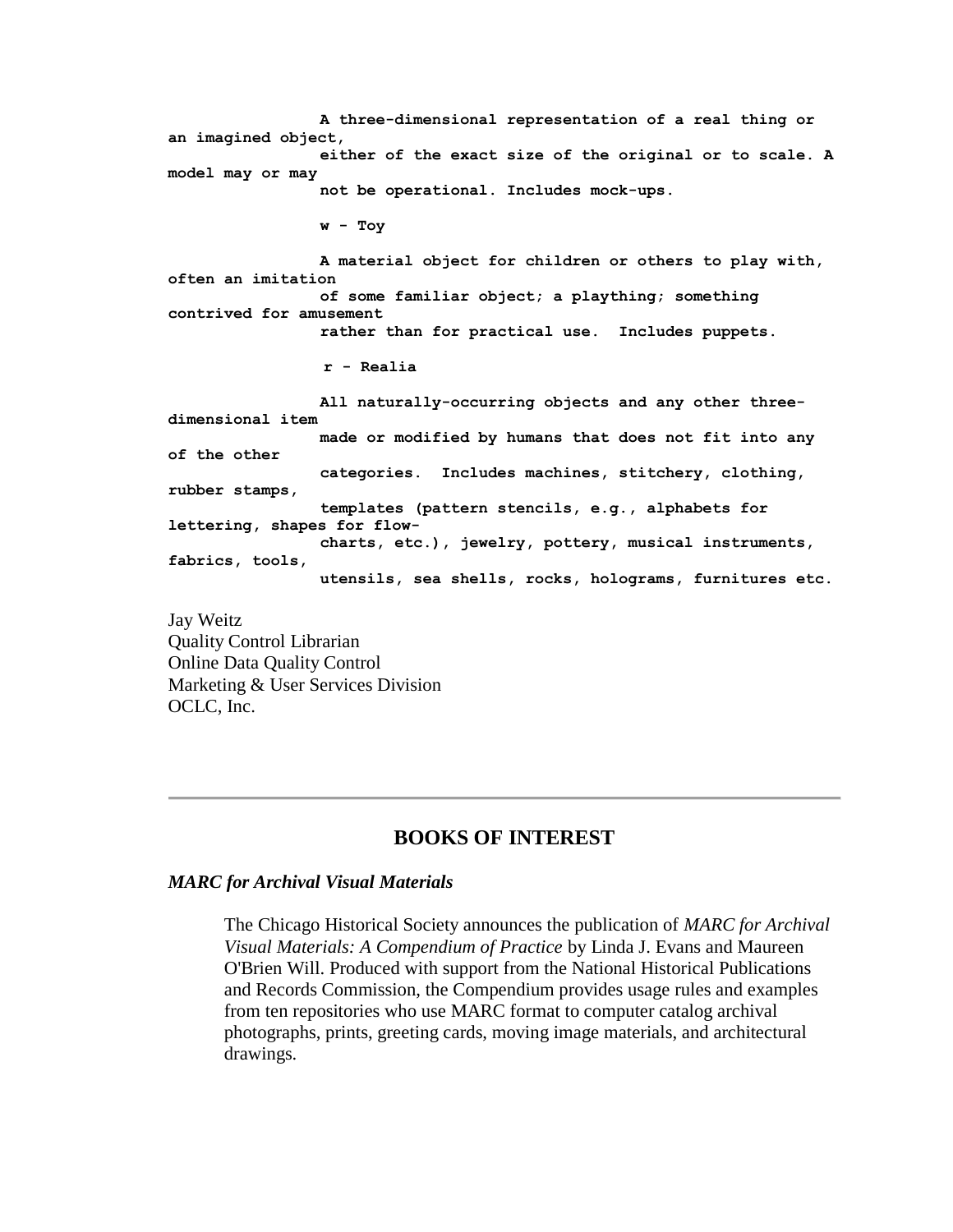```
                A three-dimensional representation of a real thing or
an imagined object,
                either of the exact size of the original or to scale. A
model may or may
                not be operational. Includes mock-ups.

                w - Toy

                A material object for children or others to play with,
often an imitation
                of some familiar object; a plaything; something
contrived for amusement
                rather than for practical use.  Includes puppets.

                 r - Realia

                All naturally-occurring objects and any other three-
dimensional item
                made or modified by humans that does not fit into any
of the other
                categories.  Includes machines, stitchery, clothing,
rubber stamps,
                templates (pattern stencils, e.g., alphabets for
lettering, shapes for flow-
                charts, etc.), jewelry, pottery, musical instruments,
fabrics, tools,
                utensils, sea shells, rocks, holograms, furnitures etc.
```

Jay Weitz
Quality Control Librarian
Online Data Quality Control
Marketing & User Services Division
OCLC, Inc.

---

## BOOKS OF INTEREST

### *MARC for Archival Visual Materials*

> The Chicago Historical Society announces the publication of *MARC for Archival Visual Materials: A Compendium of Practice* by Linda J. Evans and Maureen O'Brien Will. Produced with support from the National Historical Publications and Records Commission, the Compendium provides usage rules and examples from ten repositories who use MARC format to computer catalog archival photographs, prints, greeting cards, moving image materials, and architectural drawings.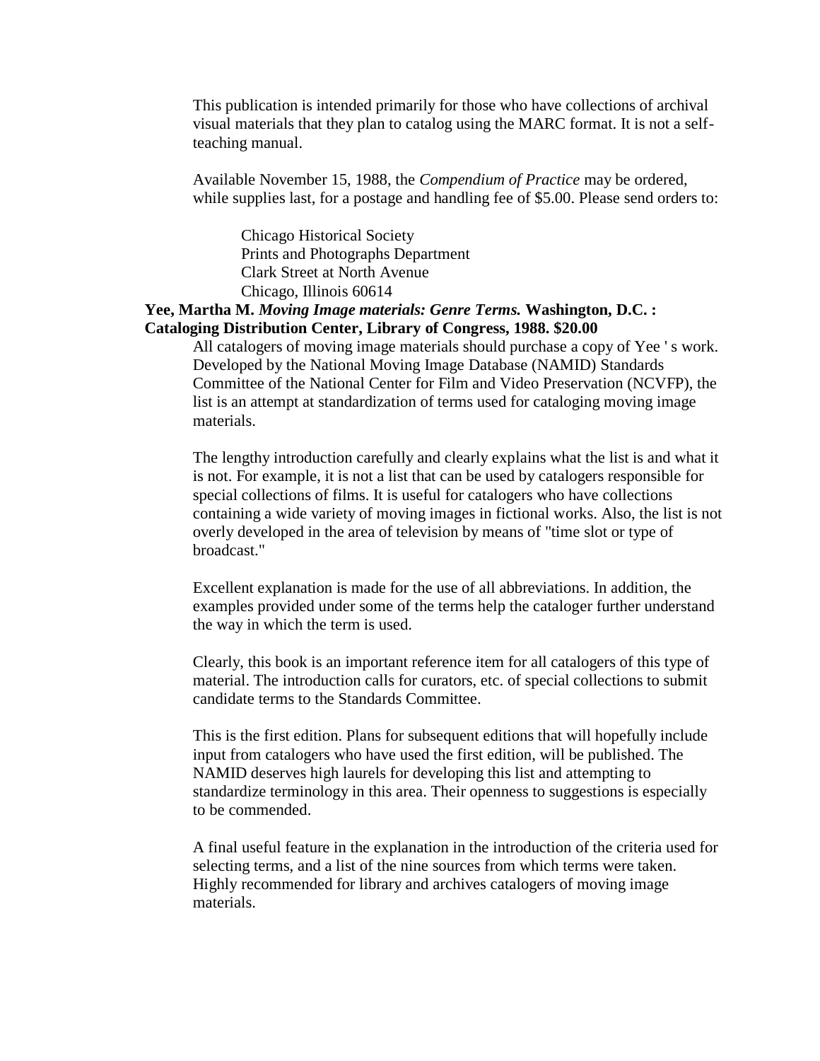This publication is intended primarily for those who have collections of archival visual materials that they plan to catalog using the MARC format. It is not a self-teaching manual.

Available November 15, 1988, the *Compendium of Practice* may be ordered, while supplies last, for a postage and handling fee of $5.00. Please send orders to:

> Chicago Historical Society  
> Prints and Photographs Department  
> Clark Street at North Avenue  
> Chicago, Illinois 60614

**Yee, Martha M. *Moving Image materials: Genre Terms.* Washington, D.C. : Cataloging Distribution Center, Library of Congress, 1988. $20.00**

All catalogers of moving image materials should purchase a copy of Yee ' s work. Developed by the National Moving Image Database (NAMID) Standards Committee of the National Center for Film and Video Preservation (NCVFP), the list is an attempt at standardization of terms used for cataloging moving image materials.

The lengthy introduction carefully and clearly explains what the list is and what it is not. For example, it is not a list that can be used by catalogers responsible for special collections of films. It is useful for catalogers who have collections containing a wide variety of moving images in fictional works. Also, the list is not overly developed in the area of television by means of "time slot or type of broadcast."

Excellent explanation is made for the use of all abbreviations. In addition, the examples provided under some of the terms help the cataloger further understand the way in which the term is used.

Clearly, this book is an important reference item for all catalogers of this type of material. The introduction calls for curators, etc. of special collections to submit candidate terms to the Standards Committee.

This is the first edition. Plans for subsequent editions that will hopefully include input from catalogers who have used the first edition, will be published. The NAMID deserves high laurels for developing this list and attempting to standardize terminology in this area. Their openness to suggestions is especially to be commended.

A final useful feature in the explanation in the introduction of the criteria used for selecting terms, and a list of the nine sources from which terms were taken. Highly recommended for library and archives catalogers of moving image materials.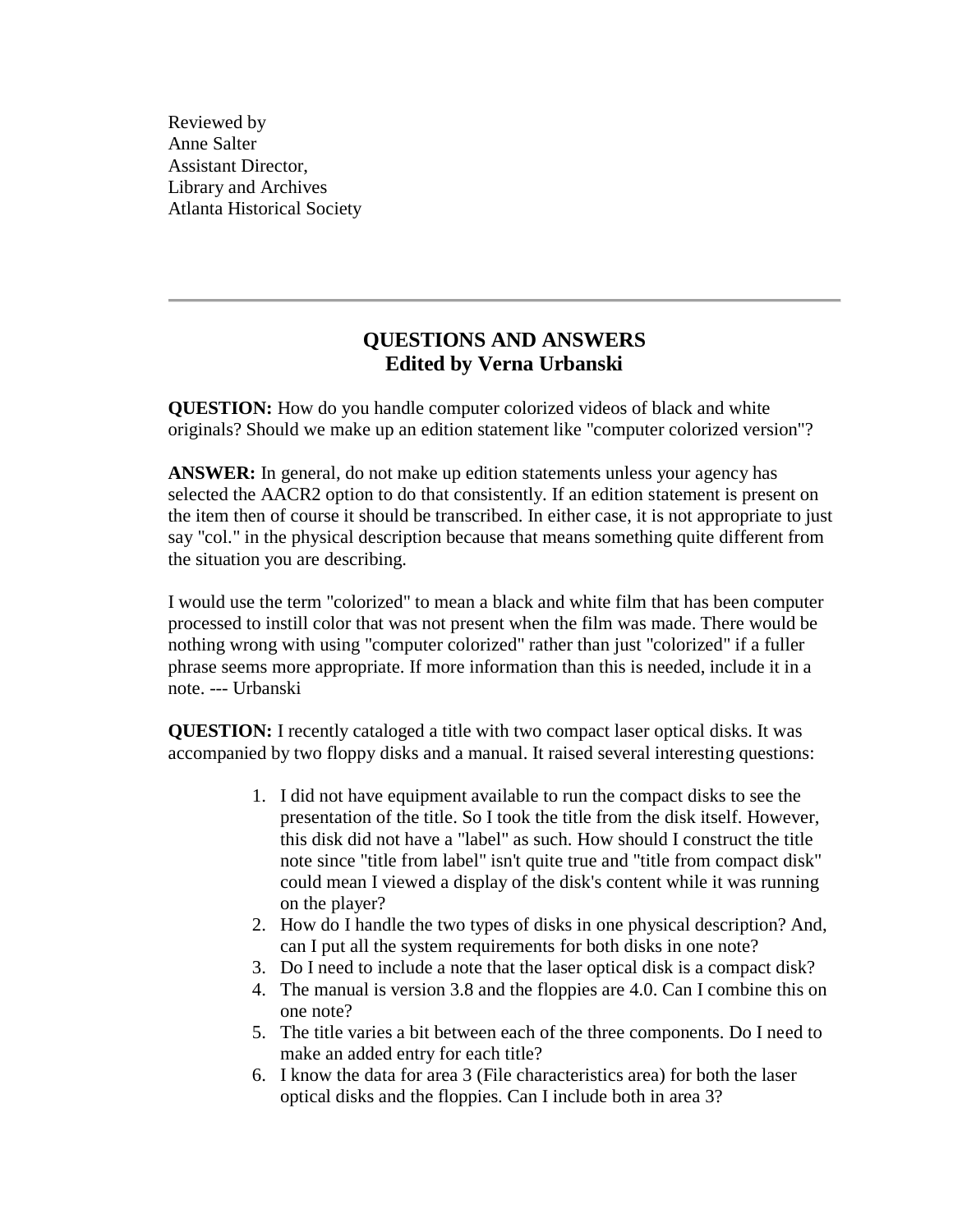Reviewed by
Anne Salter
Assistant Director,
Library and Archives
Atlanta Historical Society

---

## QUESTIONS AND ANSWERS
### Edited by Verna Urbanski

**QUESTION:** How do you handle computer colorized videos of black and white originals? Should we make up an edition statement like "computer colorized version"?

**ANSWER:** In general, do not make up edition statements unless your agency has selected the AACR2 option to do that consistently. If an edition statement is present on the item then of course it should be transcribed. In either case, it is not appropriate to just say "col." in the physical description because that means something quite different from the situation you are describing.

I would use the term "colorized" to mean a black and white film that has been computer processed to instill color that was not present when the film was made. There would be nothing wrong with using "computer colorized" rather than just "colorized" if a fuller phrase seems more appropriate. If more information than this is needed, include it in a note. --- Urbanski

**QUESTION:** I recently cataloged a title with two compact laser optical disks. It was accompanied by two floppy disks and a manual. It raised several interesting questions:

1. I did not have equipment available to run the compact disks to see the presentation of the title. So I took the title from the disk itself. However, this disk did not have a "label" as such. How should I construct the title note since "title from label" isn't quite true and "title from compact disk" could mean I viewed a display of the disk's content while it was running on the player?
2. How do I handle the two types of disks in one physical description? And, can I put all the system requirements for both disks in one note?
3. Do I need to include a note that the laser optical disk is a compact disk?
4. The manual is version 3.8 and the floppies are 4.0. Can I combine this on one note?
5. The title varies a bit between each of the three components. Do I need to make an added entry for each title?
6. I know the data for area 3 (File characteristics area) for both the laser optical disks and the floppies. Can I include both in area 3?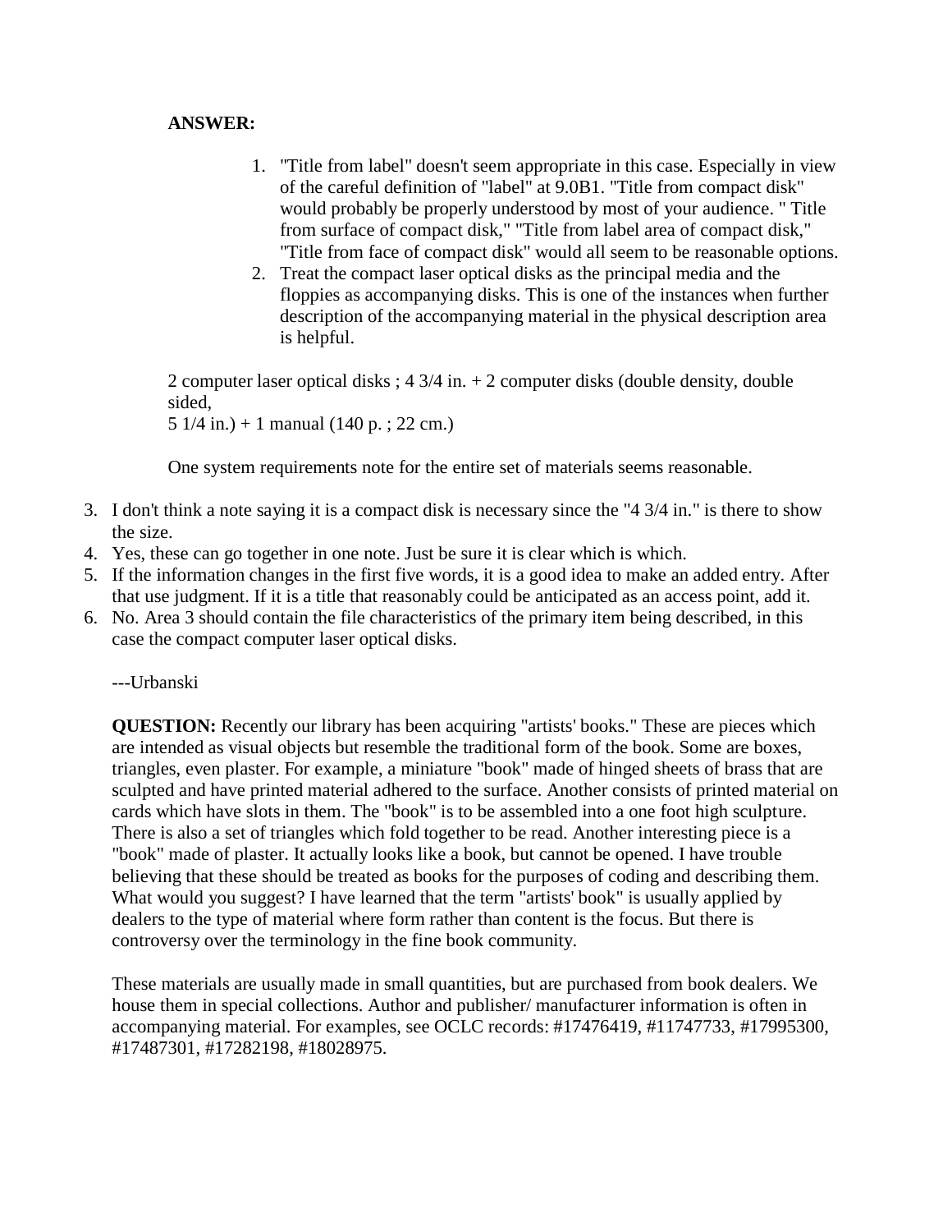**ANSWER:**

1. "Title from label" doesn't seem appropriate in this case. Especially in view of the careful definition of "label" at 9.0B1. "Title from compact disk" would probably be properly understood by most of your audience. " Title from surface of compact disk," "Title from label area of compact disk," "Title from face of compact disk" would all seem to be reasonable options.
2. Treat the compact laser optical disks as the principal media and the floppies as accompanying disks. This is one of the instances when further description of the accompanying material in the physical description area is helpful.

2 computer laser optical disks ; 4 3/4 in. + 2 computer disks (double density, double sided,
5 1/4 in.) + 1 manual (140 p. ; 22 cm.)

One system requirements note for the entire set of materials seems reasonable.

3. I don't think a note saying it is a compact disk is necessary since the "4 3/4 in." is there to show the size.
4. Yes, these can go together in one note. Just be sure it is clear which is which.
5. If the information changes in the first five words, it is a good idea to make an added entry. After that use judgment. If it is a title that reasonably could be anticipated as an access point, add it.
6. No. Area 3 should contain the file characteristics of the primary item being described, in this case the compact computer laser optical disks.

---Urbanski

**QUESTION:** Recently our library has been acquiring "artists' books." These are pieces which are intended as visual objects but resemble the traditional form of the book. Some are boxes, triangles, even plaster. For example, a miniature "book" made of hinged sheets of brass that are sculpted and have printed material adhered to the surface. Another consists of printed material on cards which have slots in them. The "book" is to be assembled into a one foot high sculpture. There is also a set of triangles which fold together to be read. Another interesting piece is a "book" made of plaster. It actually looks like a book, but cannot be opened. I have trouble believing that these should be treated as books for the purposes of coding and describing them. What would you suggest? I have learned that the term "artists' book" is usually applied by dealers to the type of material where form rather than content is the focus. But there is controversy over the terminology in the fine book community.

These materials are usually made in small quantities, but are purchased from book dealers. We house them in special collections. Author and publisher/ manufacturer information is often in accompanying material. For examples, see OCLC records: #17476419, #11747733, #17995300, #17487301, #17282198, #18028975.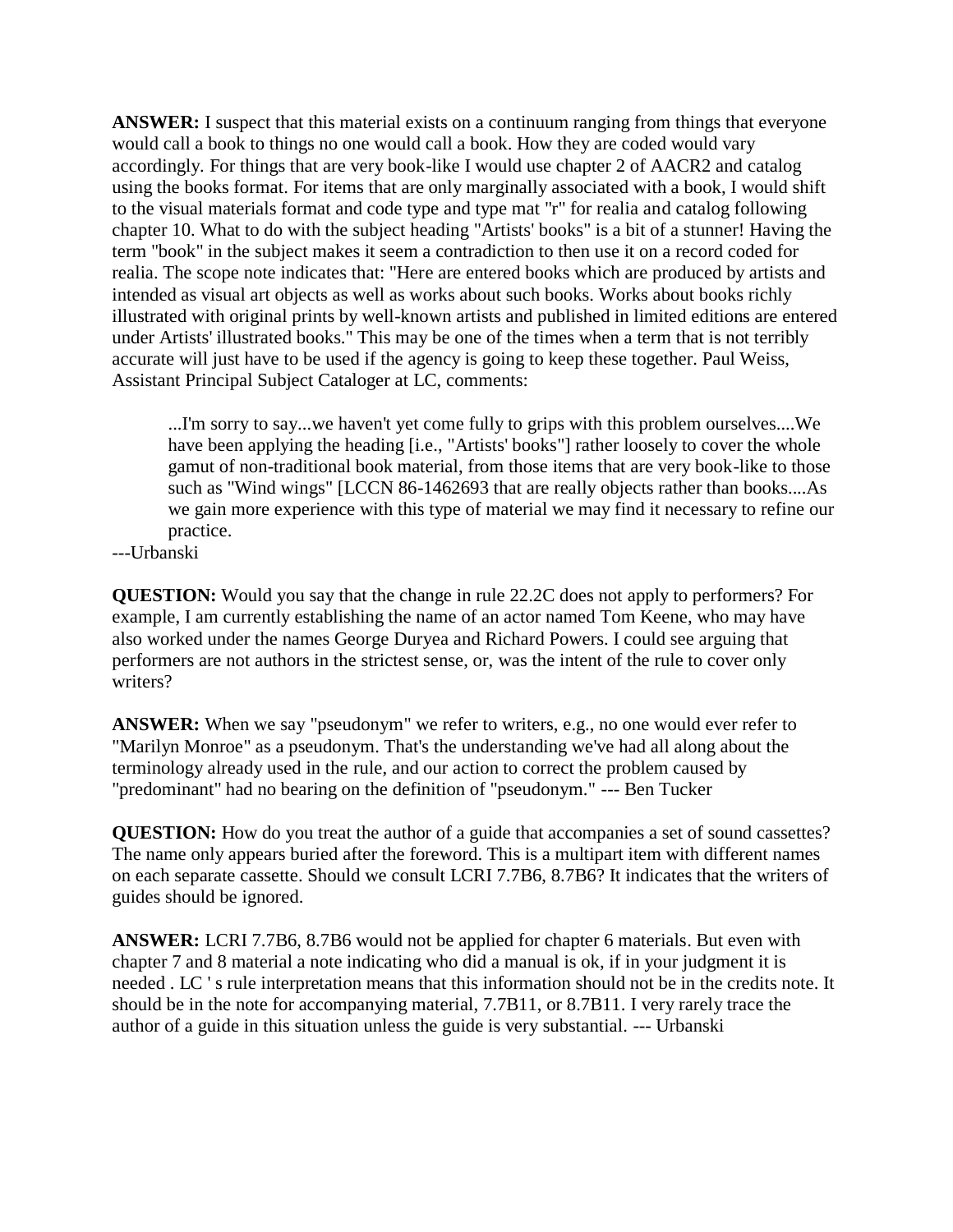**ANSWER:** I suspect that this material exists on a continuum ranging from things that everyone would call a book to things no one would call a book. How they are coded would vary accordingly. For things that are very book-like I would use chapter 2 of AACR2 and catalog using the books format. For items that are only marginally associated with a book, I would shift to the visual materials format and code type and type mat "r" for realia and catalog following chapter 10. What to do with the subject heading "Artists' books" is a bit of a stunner! Having the term "book" in the subject makes it seem a contradiction to then use it on a record coded for realia. The scope note indicates that: "Here are entered books which are produced by artists and intended as visual art objects as well as works about such books. Works about books richly illustrated with original prints by well-known artists and published in limited editions are entered under Artists' illustrated books." This may be one of the times when a term that is not terribly accurate will just have to be used if the agency is going to keep these together. Paul Weiss, Assistant Principal Subject Cataloger at LC, comments:

> ...I'm sorry to say...we haven't yet come fully to grips with this problem ourselves....We have been applying the heading [i.e., "Artists' books"] rather loosely to cover the whole gamut of non-traditional book material, from those items that are very book-like to those such as "Wind wings" [LCCN 86-1462693 that are really objects rather than books....As we gain more experience with this type of material we may find it necessary to refine our practice.

---Urbanski

**QUESTION:** Would you say that the change in rule 22.2C does not apply to performers? For example, I am currently establishing the name of an actor named Tom Keene, who may have also worked under the names George Duryea and Richard Powers. I could see arguing that performers are not authors in the strictest sense, or, was the intent of the rule to cover only writers?

**ANSWER:** When we say "pseudonym" we refer to writers, e.g., no one would ever refer to "Marilyn Monroe" as a pseudonym. That's the understanding we've had all along about the terminology already used in the rule, and our action to correct the problem caused by "predominant" had no bearing on the definition of "pseudonym." --- Ben Tucker

**QUESTION:** How do you treat the author of a guide that accompanies a set of sound cassettes? The name only appears buried after the foreword. This is a multipart item with different names on each separate cassette. Should we consult LCRI 7.7B6, 8.7B6? It indicates that the writers of guides should be ignored.

**ANSWER:** LCRI 7.7B6, 8.7B6 would not be applied for chapter 6 materials. But even with chapter 7 and 8 material a note indicating who did a manual is ok, if in your judgment it is needed . LC ' s rule interpretation means that this information should not be in the credits note. It should be in the note for accompanying material, 7.7B11, or 8.7B11. I very rarely trace the author of a guide in this situation unless the guide is very substantial. --- Urbanski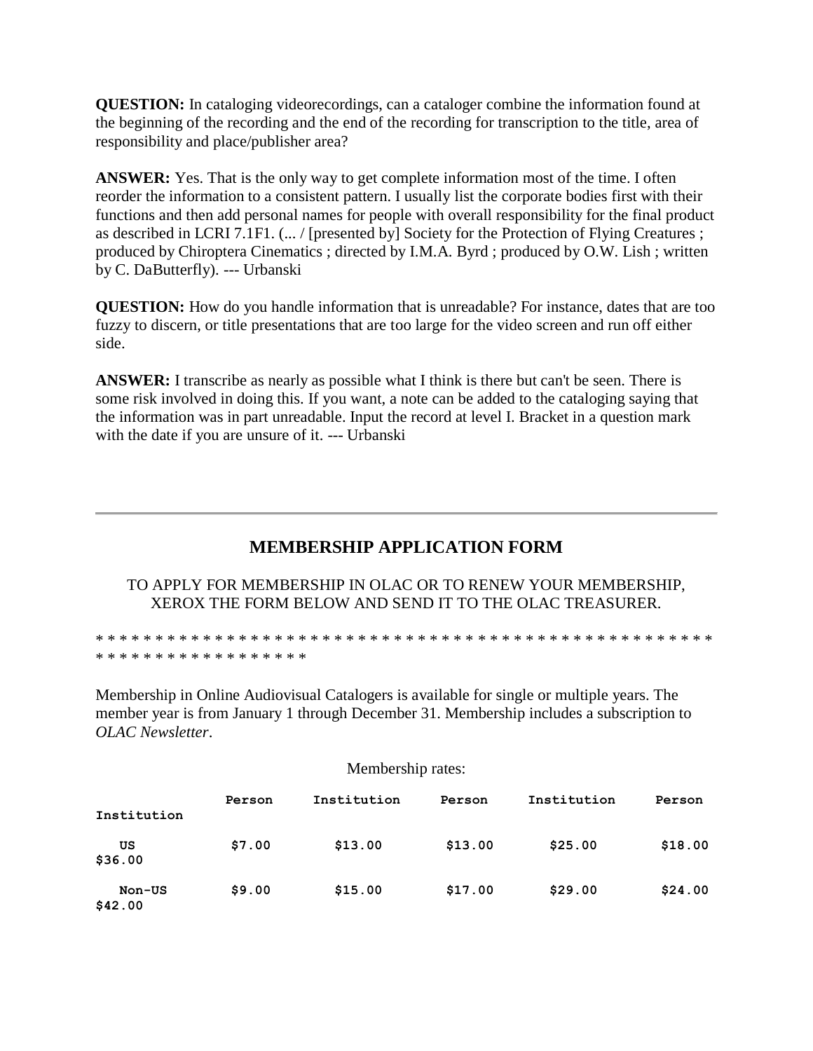**QUESTION:** In cataloging videorecordings, can a cataloger combine the information found at the beginning of the recording and the end of the recording for transcription to the title, area of responsibility and place/publisher area?

**ANSWER:** Yes. That is the only way to get complete information most of the time. I often reorder the information to a consistent pattern. I usually list the corporate bodies first with their functions and then add personal names for people with overall responsibility for the final product as described in LCRI 7.1F1. (... / [presented by] Society for the Protection of Flying Creatures ; produced by Chiroptera Cinematics ; directed by I.M.A. Byrd ; produced by O.W. Lish ; written by C. DaButterfly). --- Urbanski

**QUESTION:** How do you handle information that is unreadable? For instance, dates that are too fuzzy to discern, or title presentations that are too large for the video screen and run off either side.

**ANSWER:** I transcribe as nearly as possible what I think is there but can't be seen. There is some risk involved in doing this. If you want, a note can be added to the cataloging saying that the information was in part unreadable. Input the record at level I. Bracket in a question mark with the date if you are unsure of it. --- Urbanski

---

## MEMBERSHIP APPLICATION FORM

TO APPLY FOR MEMBERSHIP IN OLAC OR TO RENEW YOUR MEMBERSHIP, XEROX THE FORM BELOW AND SEND IT TO THE OLAC TREASURER.

* * * * * * * * * * * * * * * * * * * * * * * * * * * * * * * * * * * * * * * * * * * * * * * * * * * * * * * * * * * * * * * * * * * * * *

Membership in Online Audiovisual Catalogers is available for single or multiple years. The member year is from January 1 through December 31. Membership includes a subscription to *OLAC Newsletter*.

Membership rates:

| | Person | Institution | Person | Institution | Person | Institution |
|---|---|---|---|---|---|---|
| US | $7.00 | $13.00 | $13.00 | $25.00 | $18.00 | $36.00 |
| Non-US | $9.00 | $15.00 | $17.00 | $29.00 | $24.00 | $42.00 |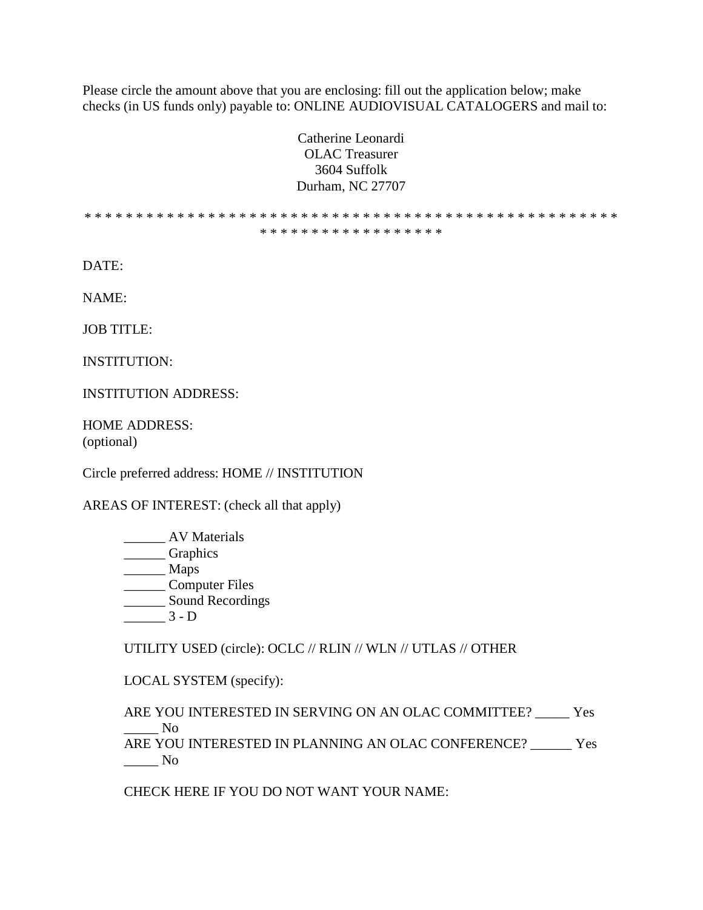Please circle the amount above that you are enclosing: fill out the application below; make checks (in US funds only) payable to: ONLINE AUDIOVISUAL CATALOGERS and mail to:

Catherine Leonardi  
OLAC Treasurer  
3604 Suffolk  
Durham, NC 27707

* * * * * * * * * * * * * * * * * * * * * * * * * * * * * * * * * * * * * * * * * * * * * * * * * * * * * * * * * * * * * * * * * * * * * * *

DATE:

NAME:

JOB TITLE:

INSTITUTION:

INSTITUTION ADDRESS:

HOME ADDRESS:  
(optional)

Circle preferred address: HOME // INSTITUTION

AREAS OF INTEREST: (check all that apply)

______ AV Materials  
______ Graphics  
______ Maps  
______ Computer Files  
______ Sound Recordings  
______ 3 - D

UTILITY USED (circle): OCLC // RLIN // WLN // UTLAS // OTHER

LOCAL SYSTEM (specify):

ARE YOU INTERESTED IN SERVING ON AN OLAC COMMITTEE? _____ Yes _____ No  
ARE YOU INTERESTED IN PLANNING AN OLAC CONFERENCE? ______ Yes _____ No

CHECK HERE IF YOU DO NOT WANT YOUR NAME: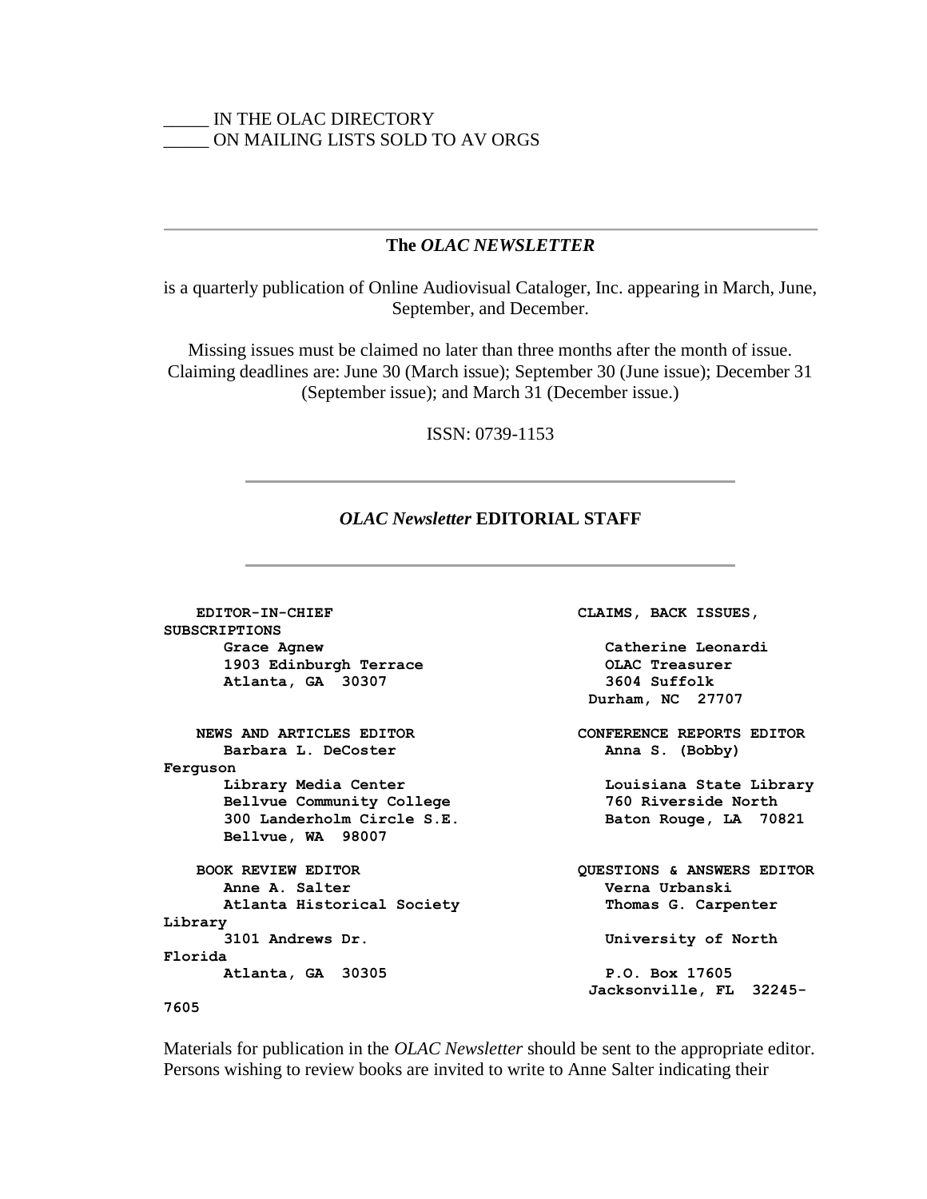_____ IN THE OLAC DIRECTORY
_____ ON MAILING LISTS SOLD TO AV ORGS

---

**The *OLAC NEWSLETTER***

is a quarterly publication of Online Audiovisual Cataloger, Inc. appearing in March, June, September, and December.

Missing issues must be claimed no later than three months after the month of issue. Claiming deadlines are: June 30 (March issue); September 30 (June issue); December 31 (September issue); and March 31 (December issue.)

ISSN: 0739-1153

---

***OLAC Newsletter* EDITORIAL STAFF**

---

**EDITOR-IN-CHIEF**
**Grace Agnew**
**1903 Edinburgh Terrace**
**Atlanta, GA 30307**

**CLAIMS, BACK ISSUES, SUBSCRIPTIONS**
**Catherine Leonardi**
**OLAC Treasurer**
**3604 Suffolk**
**Durham, NC 27707**

**NEWS AND ARTICLES EDITOR**
**Barbara L. DeCoster**
**Library Media Center**
**Bellvue Community College**
**300 Landerholm Circle S.E.**
**Bellvue, WA 98007**

**CONFERENCE REPORTS EDITOR**
**Anna S. (Bobby) Ferguson**
**Louisiana State Library**
**760 Riverside North**
**Baton Rouge, LA 70821**

**BOOK REVIEW EDITOR**
**Anne A. Salter**
**Atlanta Historical Society Library**
**3101 Andrews Dr.**
**Atlanta, GA 30305**

**QUESTIONS & ANSWERS EDITOR**
**Verna Urbanski**
**Thomas G. Carpenter**
**University of North Florida**
**P.O. Box 17605**
**Jacksonville, FL 32245-7605**

Materials for publication in the *OLAC Newsletter* should be sent to the appropriate editor. Persons wishing to review books are invited to write to Anne Salter indicating their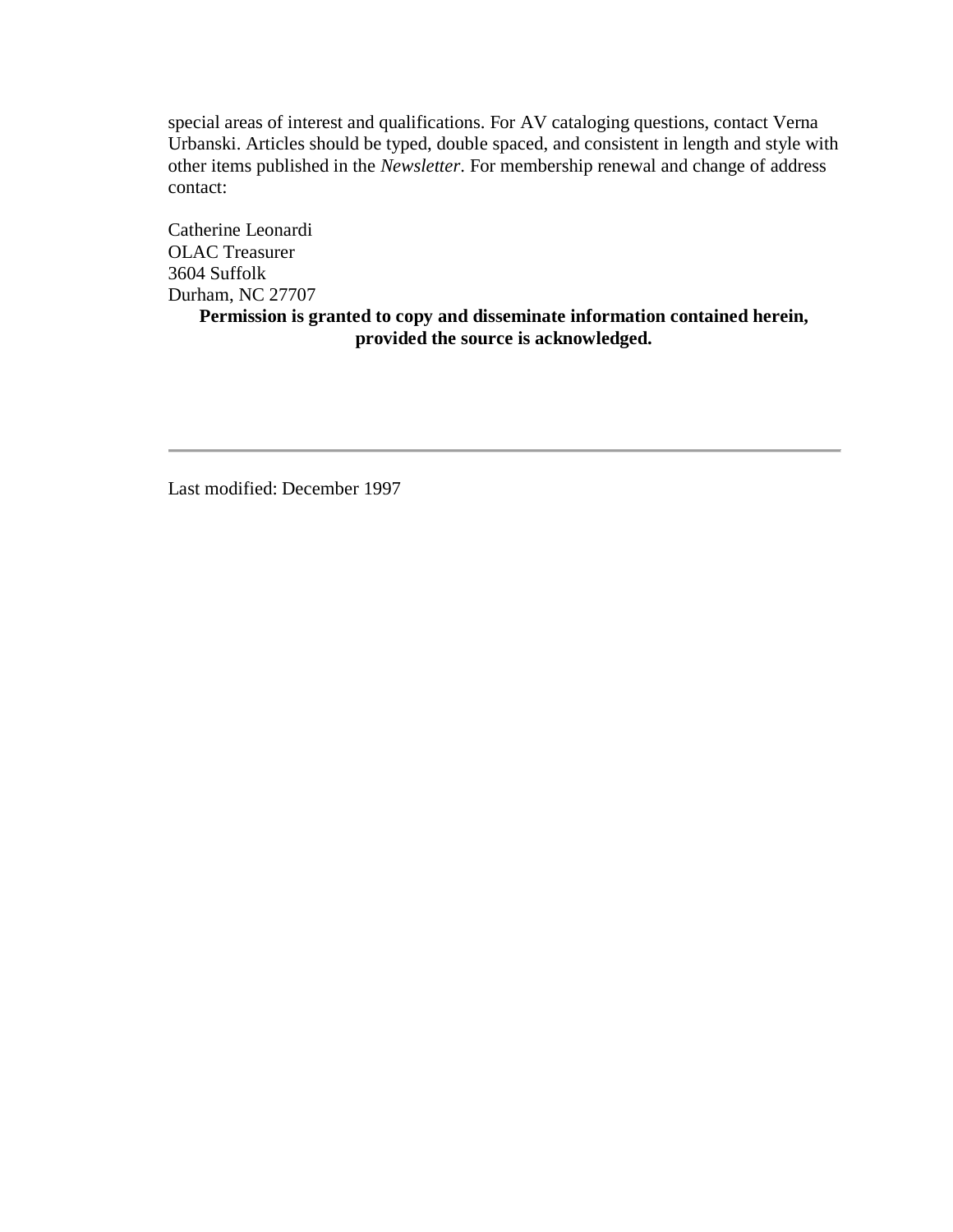special areas of interest and qualifications. For AV cataloging questions, contact Verna Urbanski. Articles should be typed, double spaced, and consistent in length and style with other items published in the *Newsletter*. For membership renewal and change of address contact:

Catherine Leonardi
OLAC Treasurer
3604 Suffolk
Durham, NC 27707

**Permission is granted to copy and disseminate information contained herein, provided the source is acknowledged.**

---

Last modified: December 1997